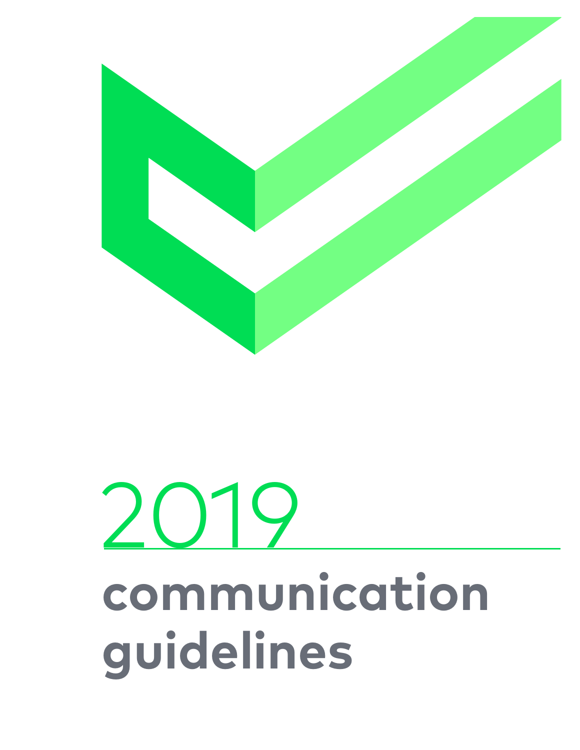# 2019

# communication guidelines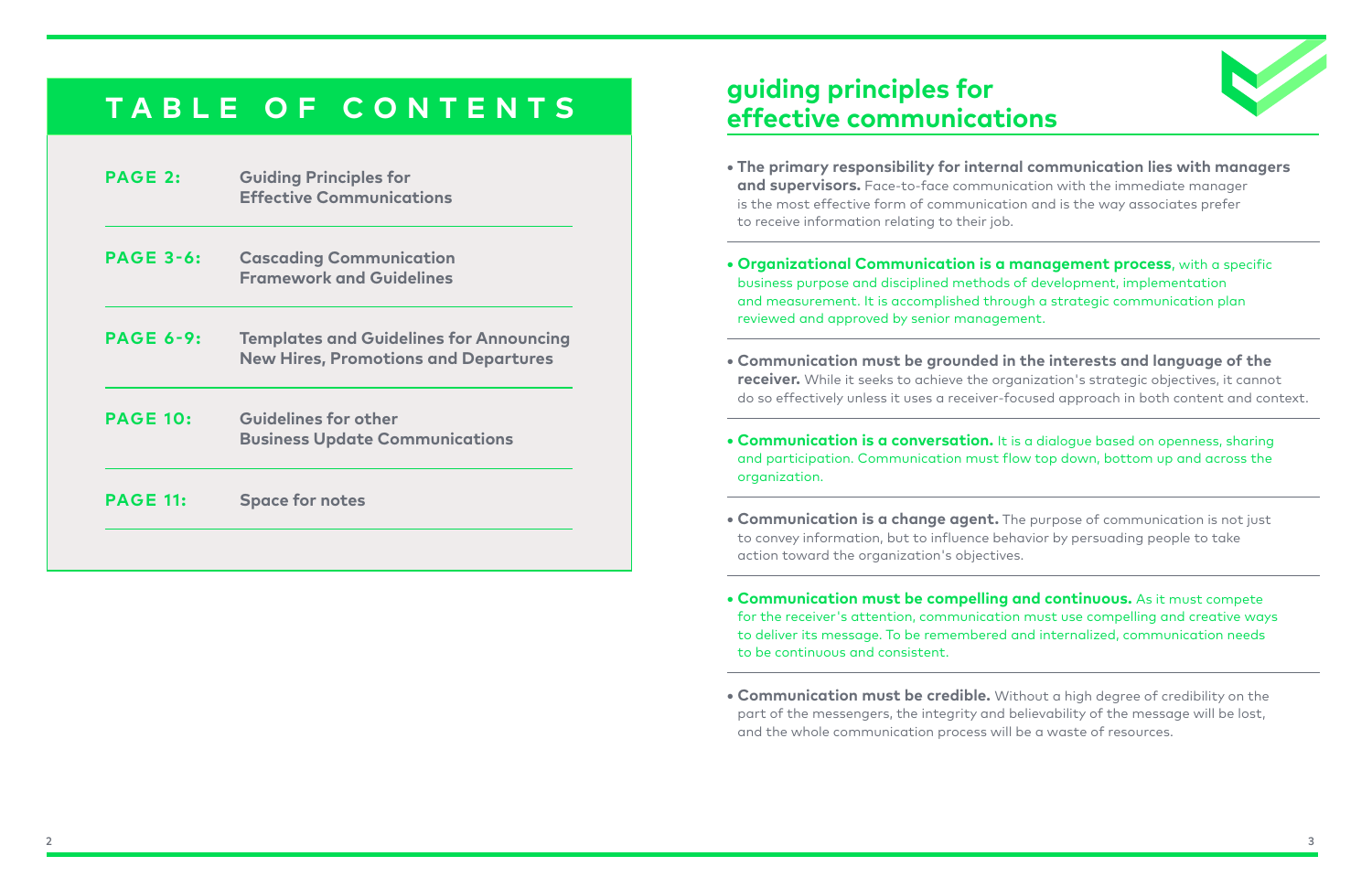# TABLE OF CONTENTS

| | |
|---|---|
| **PAGE 2:** | **Guiding Principles for Effective Communications** |
| **PAGE 3-6:** | **Cascading Communication Framework and Guidelines** |
| **PAGE 6-9:** | **Templates and Guidelines for Announcing New Hires, Promotions and Departures** |
| **PAGE 10:** | **Guidelines for other Business Update Communications** |
| **PAGE 11:** | **Space for notes** |

## guiding principles for effective communications

- **The primary responsibility for internal communication lies with managers and supervisors.** Face-to-face communication with the immediate manager is the most effective form of communication and is the way associates prefer to receive information relating to their job.

- **Organizational Communication is a management process**, with a specific business purpose and disciplined methods of development, implementation and measurement. It is accomplished through a strategic communication plan reviewed and approved by senior management.

- **Communication must be grounded in the interests and language of the receiver.** While it seeks to achieve the organization's strategic objectives, it cannot do so effectively unless it uses a receiver-focused approach in both content and context.

- **Communication is a conversation.** It is a dialogue based on openness, sharing and participation. Communication must flow top down, bottom up and across the organization.

- **Communication is a change agent.** The purpose of communication is not just to convey information, but to influence behavior by persuading people to take action toward the organization's objectives.

- **Communication must be compelling and continuous.** As it must compete for the receiver's attention, communication must use compelling and creative ways to deliver its message. To be remembered and internalized, communication needs to be continuous and consistent.

- **Communication must be credible.** Without a high degree of credibility on the part of the messengers, the integrity and believability of the message will be lost, and the whole communication process will be a waste of resources.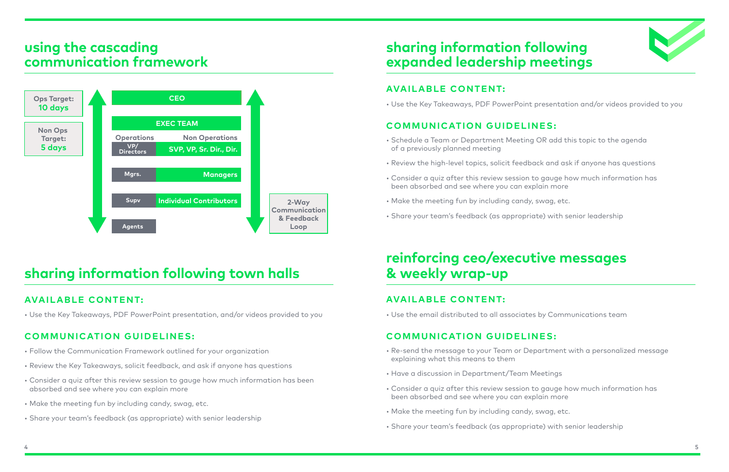## using the cascading communication framework

**Ops Target:** **10 days**

**Non Ops Target:** **5 days**

| Operations | Non Operations |
|---|---|
| CEO | |
| EXEC TEAM | |
| VP/ Directors | SVP, VP, Sr. Dir., Dir. |
| Mgrs. | Managers |
| Supv | Individual Contributors |
| Agents | |

**2-Way Communication & Feedback Loop**

## sharing information following town halls

### AVAILABLE CONTENT:

- Use the Key Takeaways, PDF PowerPoint presentation, and/or videos provided to you

### COMMUNICATION GUIDELINES:

- Follow the Communication Framework outlined for your organization
- Review the Key Takeaways, solicit feedback, and ask if anyone has questions
- Consider a quiz after this review session to gauge how much information has been absorbed and see where you can explain more
- Make the meeting fun by including candy, swag, etc.
- Share your team's feedback (as appropriate) with senior leadership

## sharing information following expanded leadership meetings

### AVAILABLE CONTENT:

- Use the Key Takeaways, PDF PowerPoint presentation and/or videos provided to you

### COMMUNICATION GUIDELINES:

- Schedule a Team or Department Meeting OR add this topic to the agenda of a previously planned meeting
- Review the high-level topics, solicit feedback and ask if anyone has questions
- Consider a quiz after this review session to gauge how much information has been absorbed and see where you can explain more
- Make the meeting fun by including candy, swag, etc.
- Share your team's feedback (as appropriate) with senior leadership

## reinforcing ceo/executive messages & weekly wrap-up

### AVAILABLE CONTENT:

- Use the email distributed to all associates by Communications team

### COMMUNICATION GUIDELINES:

- Re-send the message to your Team or Department with a personalized message explaining what this means to them
- Have a discussion in Department/Team Meetings
- Consider a quiz after this review session to gauge how much information has been absorbed and see where you can explain more
- Make the meeting fun by including candy, swag, etc.
- Share your team's feedback (as appropriate) with senior leadership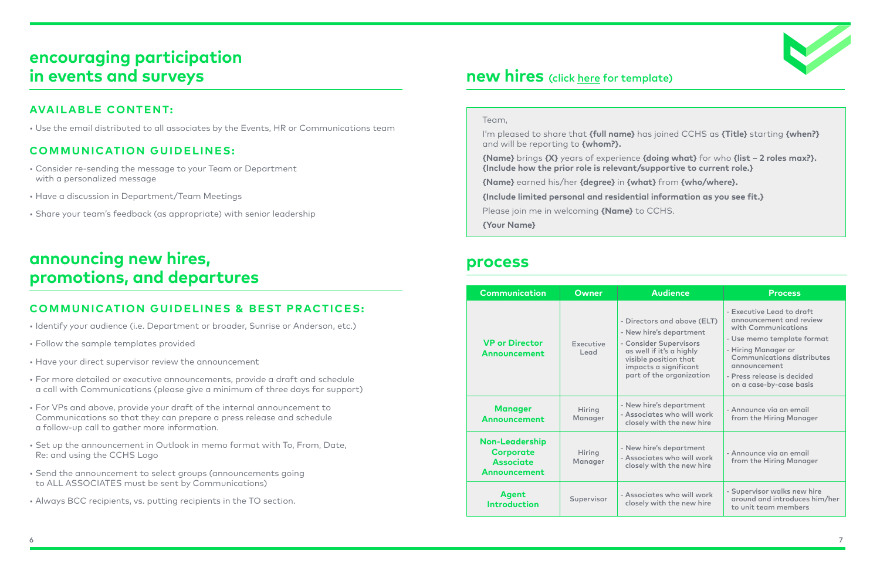# encouraging participation in events and surveys

### AVAILABLE CONTENT:

- Use the email distributed to all associates by the Events, HR or Communications team

### COMMUNICATION GUIDELINES:

- Consider re-sending the message to your Team or Department with a personalized message
- Have a discussion in Department/Team Meetings
- Share your team's feedback (as appropriate) with senior leadership

# announcing new hires, promotions, and departures

### COMMUNICATION GUIDELINES & BEST PRACTICES:

- Identify your audience (i.e. Department or broader, Sunrise or Anderson, etc.)
- Follow the sample templates provided
- Have your direct supervisor review the announcement
- For more detailed or executive announcements, provide a draft and schedule a call with Communications (please give a minimum of three days for support)
- For VPs and above, provide your draft of the internal announcement to Communications so that they can prepare a press release and schedule a follow-up call to gather more information.
- Set up the announcement in Outlook in memo format with To, From, Date, Re: and using the CCHS Logo
- Send the announcement to select groups (announcements going to ALL ASSOCIATES must be sent by Communications)
- Always BCC recipients, vs. putting recipients in the TO section.

# new hires (click here for template)

Team,

I'm pleased to share that **{full name}** has joined CCHS as **{Title}** starting **{when?}** and will be reporting to **{whom?}.**

**{Name}** brings **{X}** years of experience **{doing what}** for who **{list – 2 roles max?}. {Include how the prior role is relevant/supportive to current role.}**

**{Name}** earned his/her **{degree}** in **{what}** from **{who/where}.**

**{Include limited personal and residential information as you see fit.}**

Please join me in welcoming **{Name}** to CCHS.

**{Your Name}**

# process

| Communication | Owner | Audience | Process |
|---|---|---|---|
| **VP or Director Announcement** | Executive Lead | - Directors and above (ELT)<br>- New hire's department<br>- Consider Supervisors as well if it's a highly visible position that impacts a significant part of the organization | - Executive Lead to draft announcement and review with Communications<br>- Use memo template format<br>- Hiring Manager or Communications distributes announcement<br>- Press release is decided on a case-by-case basis |
| **Manager Announcement** | Hiring Manager | - New hire's department<br>- Associates who will work closely with the new hire | - Announce via an email from the Hiring Manager |
| **Non-Leadership Corporate Associate Announcement** | Hiring Manager | - New hire's department<br>- Associates who will work closely with the new hire | - Announce via an email from the Hiring Manager |
| **Agent Introduction** | Supervisor | - Associates who will work closely with the new hire | - Supervisor walks new hire around and introduces him/her to unit team members |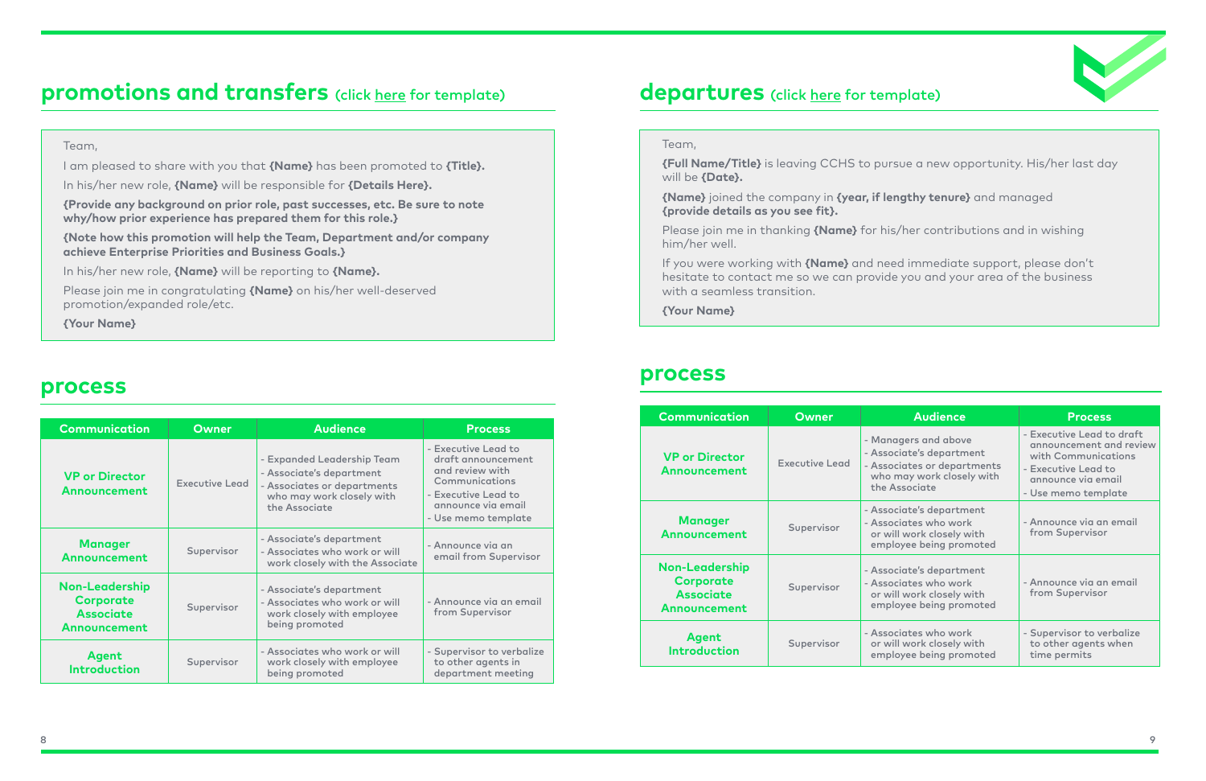## promotions and transfers (click here for template)

Team,

I am pleased to share with you that **{Name}** has been promoted to **{Title}.**

In his/her new role, **{Name}** will be responsible for **{Details Here}.**

**{Provide any background on prior role, past successes, etc. Be sure to note why/how prior experience has prepared them for this role.}**

**{Note how this promotion will help the Team, Department and/or company achieve Enterprise Priorities and Business Goals.}**

In his/her new role, **{Name}** will be reporting to **{Name}.**

Please join me in congratulating **{Name}** on his/her well-deserved promotion/expanded role/etc.

**{Your Name}**

## process

| Communication | Owner | Audience | Process |
|---|---|---|---|
| **VP or Director Announcement** | Executive Lead | - Expanded Leadership Team<br>- Associate's department<br>- Associates or departments who may work closely with the Associate | - Executive Lead to draft announcement and review with Communications<br>- Executive Lead to announce via email<br>- Use memo template |
| **Manager Announcement** | Supervisor | - Associate's department<br>- Associates who work or will work closely with the Associate | - Announce via an email from Supervisor |
| **Non-Leadership Corporate Associate Announcement** | Supervisor | - Associate's department<br>- Associates who work or will work closely with employee being promoted | - Announce via an email from Supervisor |
| **Agent Introduction** | Supervisor | - Associates who work or will work closely with employee being promoted | - Supervisor to verbalize to other agents in department meeting |

## departures (click here for template)

Team,

**{Full Name/Title}** is leaving CCHS to pursue a new opportunity. His/her last day will be **{Date}.**

**{Name}** joined the company in **{year, if lengthy tenure}** and managed **{provide details as you see fit}.**

Please join me in thanking **{Name}** for his/her contributions and in wishing him/her well.

If you were working with **{Name}** and need immediate support, please don't hesitate to contact me so we can provide you and your area of the business with a seamless transition.

**{Your Name}**

## process

| Communication | Owner | Audience | Process |
|---|---|---|---|
| **VP or Director Announcement** | Executive Lead | - Managers and above<br>- Associate's department<br>- Associates or departments who may work closely with the Associate | - Executive Lead to draft announcement and review with Communications<br>- Executive Lead to announce via email<br>- Use memo template |
| **Manager Announcement** | Supervisor | - Associate's department<br>- Associates who work or will work closely with employee being promoted | - Announce via an email from Supervisor |
| **Non-Leadership Corporate Associate Announcement** | Supervisor | - Associate's department<br>- Associates who work or will work closely with employee being promoted | - Announce via an email from Supervisor |
| **Agent Introduction** | Supervisor | - Associates who work or will work closely with employee being promoted | - Supervisor to verbalize to other agents when time permits |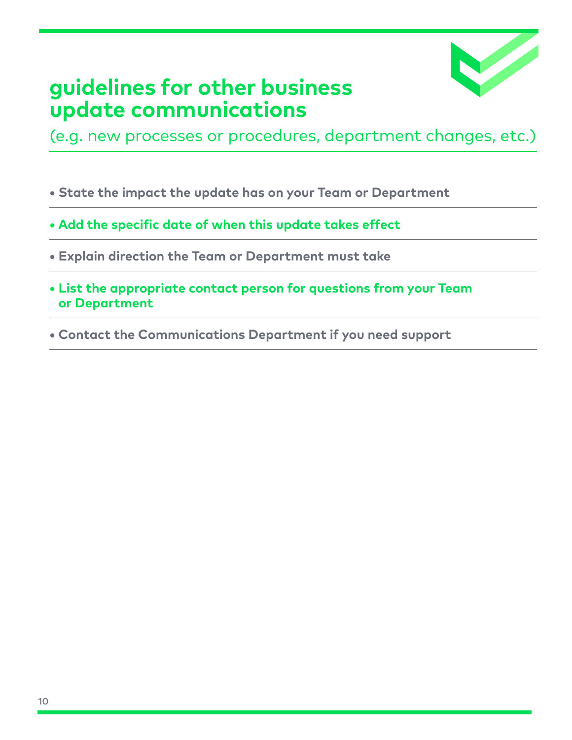# guidelines for other business update communications

(e.g. new processes or procedures, department changes, etc.)

- **State the impact the update has on your Team or Department**
- **Add the specific date of when this update takes effect**
- **Explain direction the Team or Department must take**
- **List the appropriate contact person for questions from your Team or Department**
- **Contact the Communications Department if you need support**